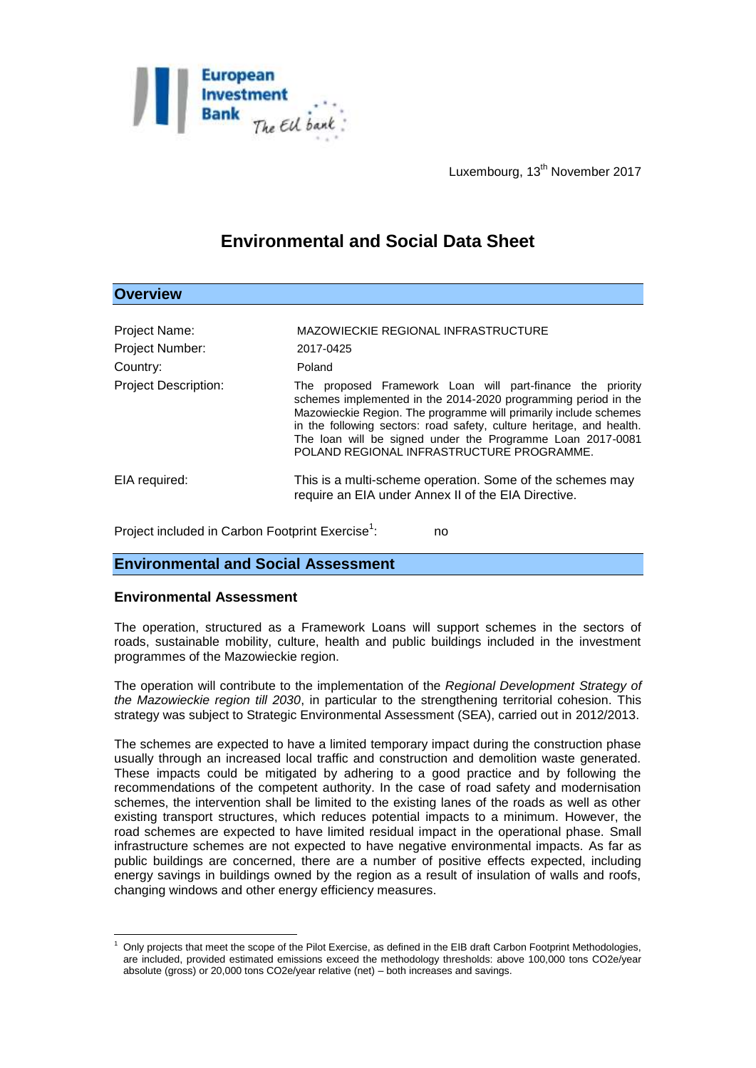Luxembourg, 13th November 2017

# Environmental and Social Data Sheet

## Overview

| | |
|---|---|
| Project Name: | MAZOWIECKIE REGIONAL INFRASTRUCTURE |
| Project Number: | 2017-0425 |
| Country: | Poland |
| Project Description: | The proposed Framework Loan will part-finance the priority schemes implemented in the 2014-2020 programming period in the Mazowieckie Region. The programme will primarily include schemes in the following sectors: road safety, culture heritage, and health. The loan will be signed under the Programme Loan 2017-0081 POLAND REGIONAL INFRASTRUCTURE PROGRAMME. |
| EIA required: | This is a multi-scheme operation. Some of the schemes may require an EIA under Annex II of the EIA Directive. |

Project included in Carbon Footprint Exercise[1]: no

## Environmental and Social Assessment

### Environmental Assessment

The operation, structured as a Framework Loans will support schemes in the sectors of roads, sustainable mobility, culture, health and public buildings included in the investment programmes of the Mazowieckie region.

The operation will contribute to the implementation of the *Regional Development Strategy of the Mazowieckie region till 2030*, in particular to the strengthening territorial cohesion. This strategy was subject to Strategic Environmental Assessment (SEA), carried out in 2012/2013.

The schemes are expected to have a limited temporary impact during the construction phase usually through an increased local traffic and construction and demolition waste generated. These impacts could be mitigated by adhering to a good practice and by following the recommendations of the competent authority. In the case of road safety and modernisation schemes, the intervention shall be limited to the existing lanes of the roads as well as other existing transport structures, which reduces potential impacts to a minimum. However, the road schemes are expected to have limited residual impact in the operational phase. Small infrastructure schemes are not expected to have negative environmental impacts. As far as public buildings are concerned, there are a number of positive effects expected, including energy savings in buildings owned by the region as a result of insulation of walls and roofs, changing windows and other energy efficiency measures.

---

[1] Only projects that meet the scope of the Pilot Exercise, as defined in the EIB draft Carbon Footprint Methodologies, are included, provided estimated emissions exceed the methodology thresholds: above 100,000 tons $CO_2e$/year absolute (gross) or 20,000 tons $CO_2e$/year relative (net) – both increases and savings.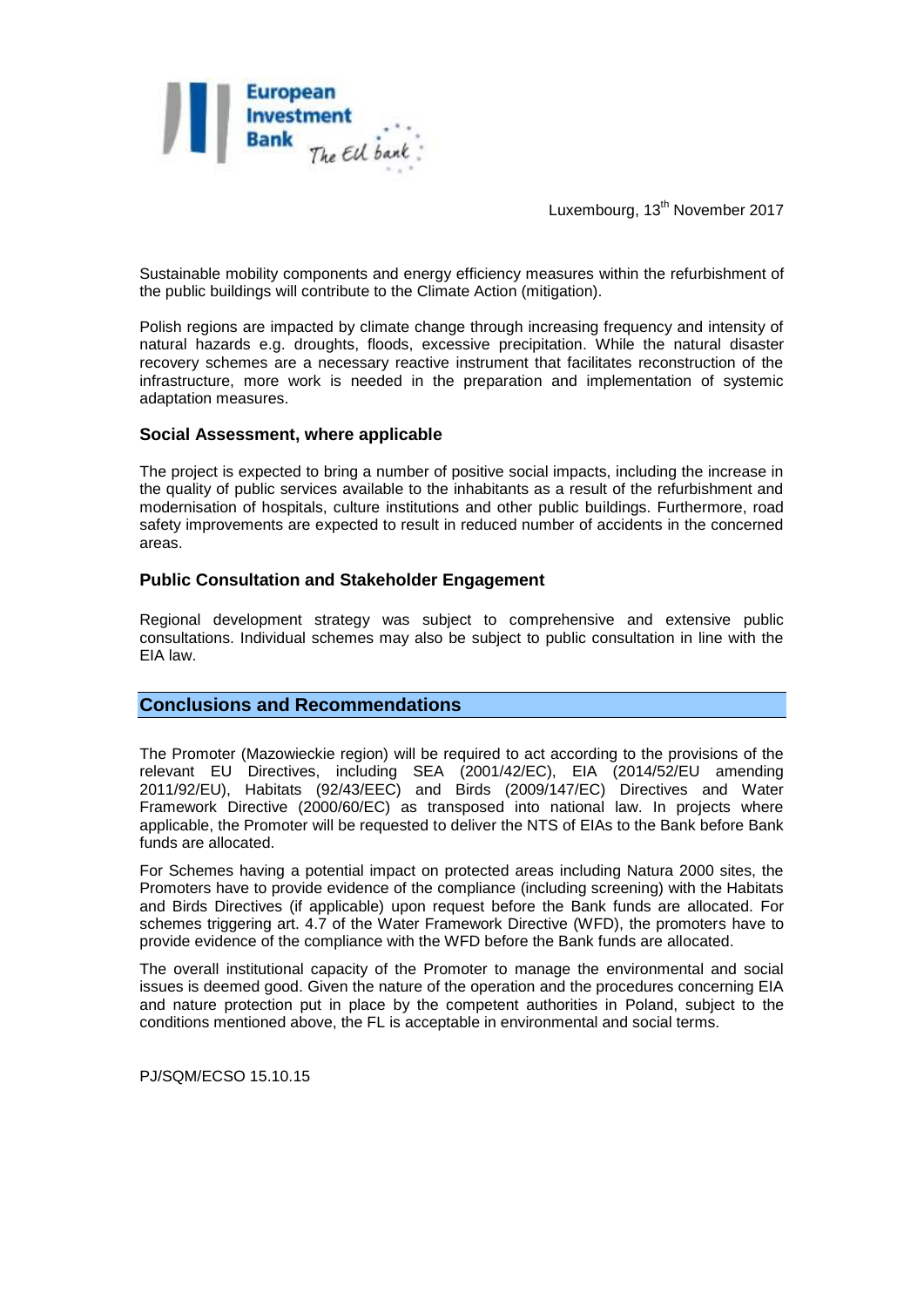Sustainable mobility components and energy efficiency measures within the refurbishment of the public buildings will contribute to the Climate Action (mitigation).

Polish regions are impacted by climate change through increasing frequency and intensity of natural hazards e.g. droughts, floods, excessive precipitation. While the natural disaster recovery schemes are a necessary reactive instrument that facilitates reconstruction of the infrastructure, more work is needed in the preparation and implementation of systemic adaptation measures.

### Social Assessment, where applicable

The project is expected to bring a number of positive social impacts, including the increase in the quality of public services available to the inhabitants as a result of the refurbishment and modernisation of hospitals, culture institutions and other public buildings. Furthermore, road safety improvements are expected to result in reduced number of accidents in the concerned areas.

### Public Consultation and Stakeholder Engagement

Regional development strategy was subject to comprehensive and extensive public consultations. Individual schemes may also be subject to public consultation in line with the EIA law.

## Conclusions and Recommendations

The Promoter (Mazowieckie region) will be required to act according to the provisions of the relevant EU Directives, including SEA (2001/42/EC), EIA (2014/52/EU amending 2011/92/EU), Habitats (92/43/EEC) and Birds (2009/147/EC) Directives and Water Framework Directive (2000/60/EC) as transposed into national law. In projects where applicable, the Promoter will be requested to deliver the NTS of EIAs to the Bank before Bank funds are allocated.

For Schemes having a potential impact on protected areas including Natura 2000 sites, the Promoters have to provide evidence of the compliance (including screening) with the Habitats and Birds Directives (if applicable) upon request before the Bank funds are allocated. For schemes triggering art. 4.7 of the Water Framework Directive (WFD), the promoters have to provide evidence of the compliance with the WFD before the Bank funds are allocated.

The overall institutional capacity of the Promoter to manage the environmental and social issues is deemed good. Given the nature of the operation and the procedures concerning EIA and nature protection put in place by the competent authorities in Poland, subject to the conditions mentioned above, the FL is acceptable in environmental and social terms.

PJ/SQM/ECSO 15.10.15